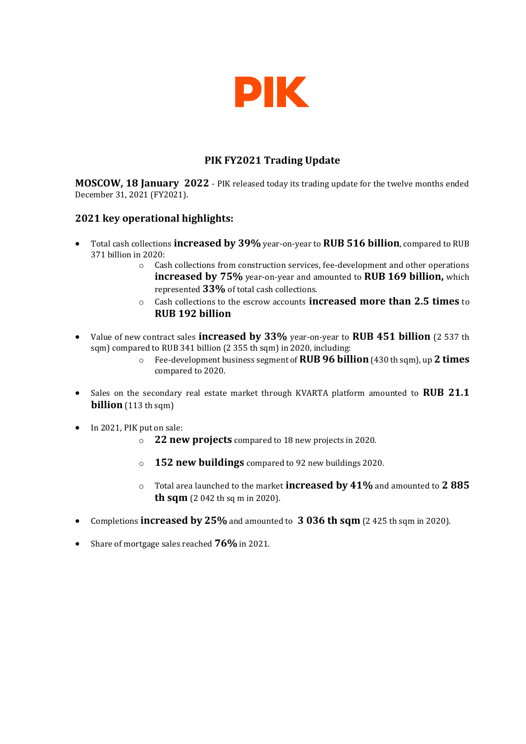# PIK

## PIK FY2021 Trading Update

**MOSCOW, 18 January 2022** - PIK released today its trading update for the twelve months ended December 31, 2021 (FY2021).

### 2021 key operational highlights:

- Total cash collections **increased by 39%** year-on-year to **RUB 516 billion**, compared to RUB 371 billion in 2020:
  - Cash collections from construction services, fee-development and other operations **increased by 75%** year-on-year and amounted to **RUB 169 billion,** which represented **33%** of total cash collections.
  - Cash collections to the escrow accounts **increased more than 2.5 times** to **RUB 192 billion**
- Value of new contract sales **increased by 33%** year-on-year to **RUB 451 billion** (2 537 th sqm) compared to RUB 341 billion (2 355 th sqm) in 2020, including:
  - Fee-development business segment of **RUB 96 billion** (430 th sqm), up **2 times** compared to 2020.
- Sales on the secondary real estate market through KVARTA platform amounted to **RUB 21.1 billion** (113 th sqm)
- In 2021, PIK put on sale:
  - **22 new projects** compared to 18 new projects in 2020.
  - **152 new buildings** compared to 92 new buildings 2020.
  - Total area launched to the market **increased by 41%** and amounted to **2 885 th sqm** (2 042 th sq m in 2020).
- Completions **increased by 25%** and amounted to **3 036 th sqm** (2 425 th sqm in 2020).
- Share of mortgage sales reached **76%** in 2021.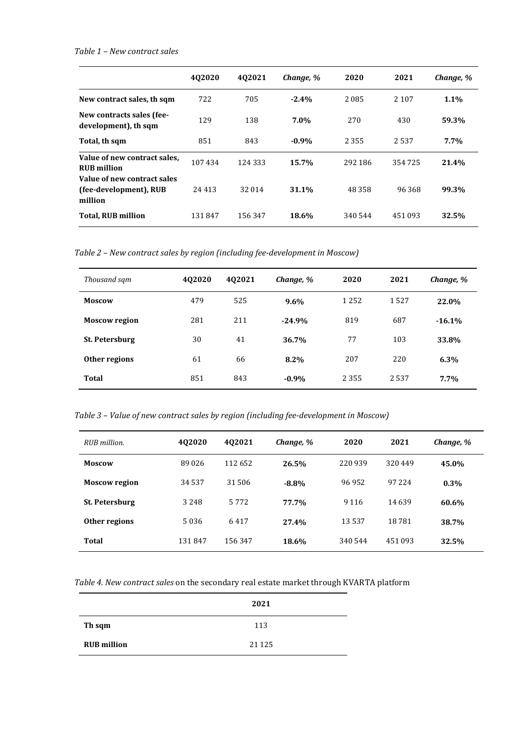*Table 1 – New contract sales*

| | 4Q2020 | 4Q2021 | *Change, %* | 2020 | 2021 | *Change, %* |
|---|---|---|---|---|---|---|
| **New contract sales, th sqm** | 722 | 705 | **-2.4%** | 2 085 | 2 107 | **1.1%** |
| **New contracts sales (fee-development), th sqm** | 129 | 138 | **7.0%** | 270 | 430 | **59.3%** |
| **Total, th sqm** | 851 | 843 | **-0.9%** | 2 355 | 2 537 | **7.7%** |
| **Value of new contract sales, RUB million** | 107 434 | 124 333 | **15.7%** | 292 186 | 354 725 | **21.4%** |
| **Value of new contract sales (fee-development), RUB million** | 24 413 | 32 014 | **31.1%** | 48 358 | 96 368 | **99.3%** |
| **Total, RUB million** | 131 847 | 156 347 | **18.6%** | 340 544 | 451 093 | **32.5%** |

*Table 2 – New contract sales by region (including fee-development in Moscow)*

| *Thousand sqm* | 4Q2020 | 4Q2021 | *Change, %* | 2020 | 2021 | *Change, %* |
|---|---|---|---|---|---|---|
| **Moscow** | 479 | 525 | **9.6%** | 1 252 | 1 527 | **22.0%** |
| **Moscow region** | 281 | 211 | **-24.9%** | 819 | 687 | **-16.1%** |
| **St. Petersburg** | 30 | 41 | **36.7%** | 77 | 103 | **33.8%** |
| **Other regions** | 61 | 66 | **8.2%** | 207 | 220 | **6.3%** |
| **Total** | 851 | 843 | **-0.9%** | 2 355 | 2 537 | **7.7%** |

*Table 3 – Value of new contract sales by region (including fee-development in Moscow)*

| *RUB million.* | 4Q2020 | 4Q2021 | *Change, %* | 2020 | 2021 | *Change, %* |
|---|---|---|---|---|---|---|
| **Moscow** | 89 026 | 112 652 | **26.5%** | 220 939 | 320 449 | **45.0%** |
| **Moscow region** | 34 537 | 31 506 | **-8.8%** | 96 952 | 97 224 | **0.3%** |
| **St. Petersburg** | 3 248 | 5 772 | **77.7%** | 9 116 | 14 639 | **60.6%** |
| **Other regions** | 5 036 | 6 417 | **27.4%** | 13 537 | 18 781 | **38.7%** |
| **Total** | 131 847 | 156 347 | **18.6%** | 340 544 | 451 093 | **32.5%** |

*Table 4. New contract sales* on the secondary real estate market through KVARTA platform

| | 2021 |
|---|---|
| **Th sqm** | 113 |
| **RUB million** | 21 125 |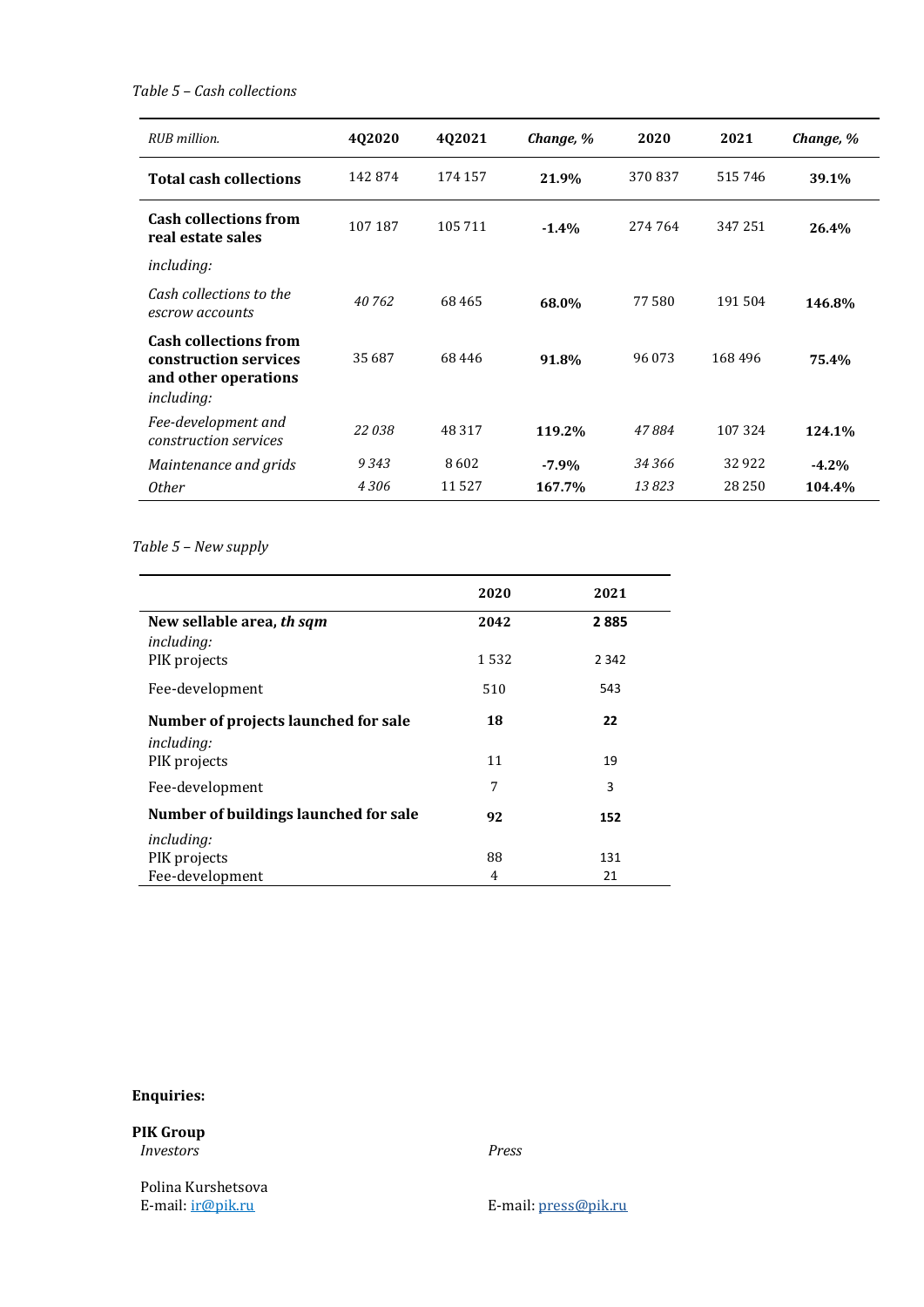*Table 5 – Cash collections*

| *RUB million.* | 4Q2020 | 4Q2021 | *Change, %* | 2020 | 2021 | *Change, %* |
|---|---|---|---|---|---|---|
| **Total cash collections** | 142 874 | 174 157 | **21.9%** | 370 837 | 515 746 | **39.1%** |
| **Cash collections from real estate sales** | 107 187 | 105 711 | **-1.4%** | 274 764 | 347 251 | **26.4%** |
| *including:* | | | | | | |
| *Cash collections to the escrow accounts* | *40 762* | 68 465 | **68.0%** | 77 580 | 191 504 | **146.8%** |
| **Cash collections from construction services and other operations** *including:* | 35 687 | 68 446 | **91.8%** | 96 073 | 168 496 | **75.4%** |
| *Fee-development and construction services* | *22 038* | 48 317 | **119.2%** | *47 884* | 107 324 | **124.1%** |
| *Maintenance and grids* | *9 343* | 8 602 | **-7.9%** | *34 366* | 32 922 | **-4.2%** |
| *Other* | *4 306* | 11 527 | **167.7%** | *13 823* | 28 250 | **104.4%** |

*Table 5 – New supply*

| | 2020 | 2021 |
|---|---|---|
| **New sellable area, *th sqm*** | **2042** | **2 885** |
| *including:* | | |
| PIK projects | 1 532 | 2 342 |
| Fee-development | 510 | 543 |
| **Number of projects launched for sale** | **18** | **22** |
| *including:* | | |
| PIK projects | 11 | 19 |
| Fee-development | 7 | 3 |
| **Number of buildings launched for sale** | **92** | **152** |
| *including:* | | |
| PIK projects | 88 | 131 |
| Fee-development | 4 | 21 |

**Enquiries:**

**PIK Group**

*Investors*

Polina Kurshetsova
E-mail: ir@pik.ru

*Press*

E-mail: press@pik.ru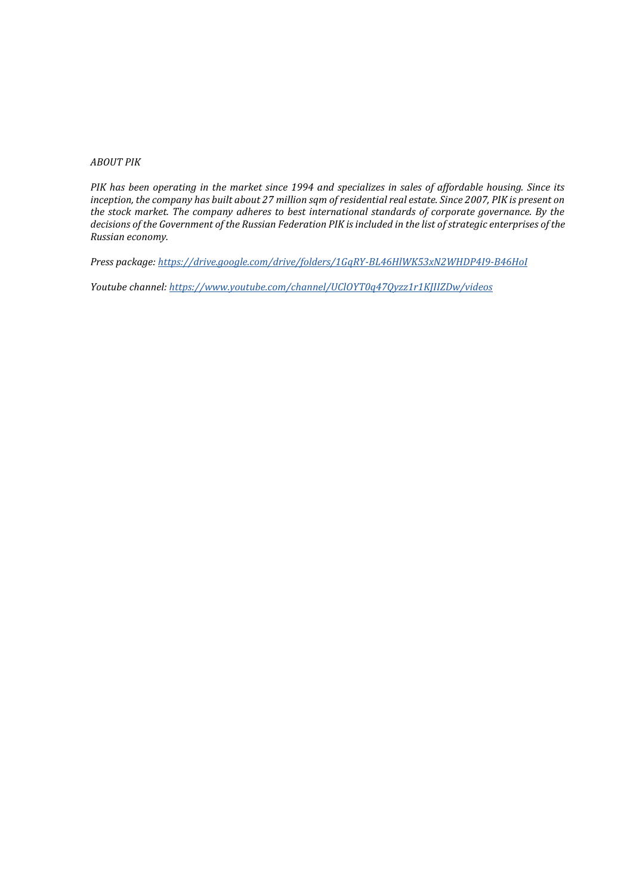*ABOUT PIK*

*PIK has been operating in the market since 1994 and specializes in sales of affordable housing. Since its inception, the company has built about 27 million sqm of residential real estate. Since 2007, PIK is present on the stock market. The company adheres to best international standards of corporate governance. By the decisions of the Government of the Russian Federation PIK is included in the list of strategic enterprises of the Russian economy.*

*Press package: [https://drive.google.com/drive/folders/1GqRY-BL46HlWK53xN2WHDP4I9-B46HoI](https://drive.google.com/drive/folders/1GqRY-BL46HlWK53xN2WHDP4I9-B46HoI)*

*Youtube channel: [https://www.youtube.com/channel/UClOYT0q47Qyzz1r1KJIIZDw/videos](https://www.youtube.com/channel/UClOYT0q47Qyzz1r1KJIIZDw/videos)*